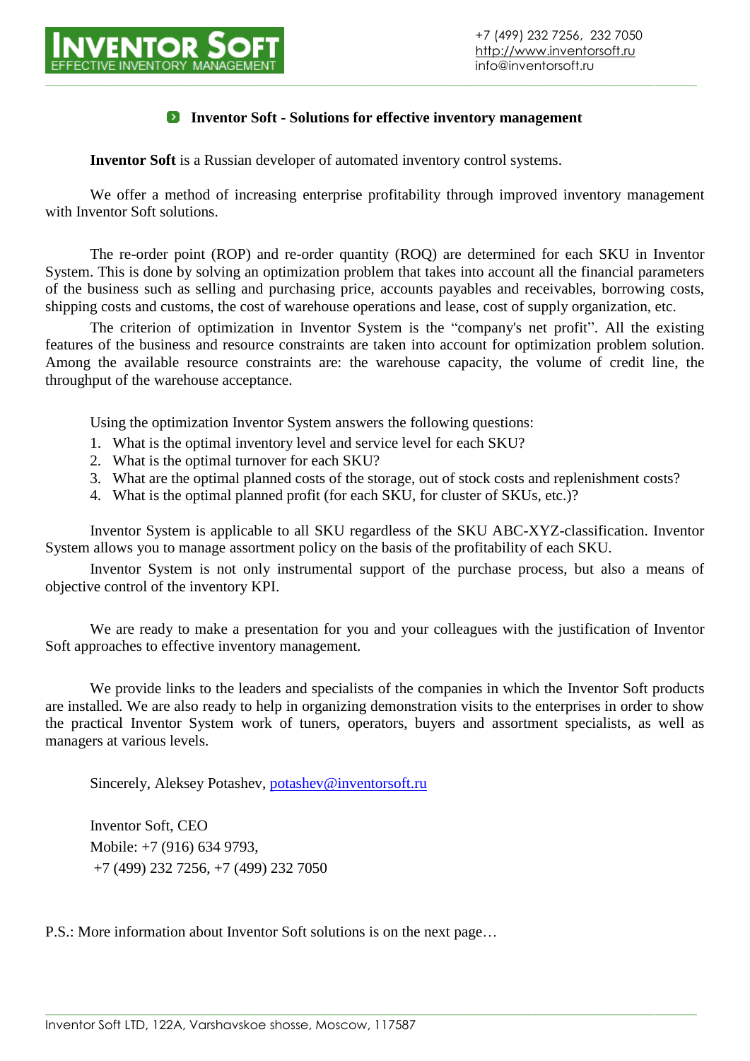**INVENTOR SOFT**
EFFECTIVE INVENTORY MANAGEMENT

+7 (499) 232 7256, 232 7050
http://www.inventorsoft.ru
info@inventorsoft.ru

## Inventor Soft - Solutions for effective inventory management

**Inventor Soft** is a Russian developer of automated inventory control systems.

We offer a method of increasing enterprise profitability through improved inventory management with Inventor Soft solutions.

The re-order point (ROP) and re-order quantity (ROQ) are determined for each SKU in Inventor System. This is done by solving an optimization problem that takes into account all the financial parameters of the business such as selling and purchasing price, accounts payables and receivables, borrowing costs, shipping costs and customs, the cost of warehouse operations and lease, cost of supply organization, etc.

The criterion of optimization in Inventor System is the "company's net profit". All the existing features of the business and resource constraints are taken into account for optimization problem solution. Among the available resource constraints are: the warehouse capacity, the volume of credit line, the throughput of the warehouse acceptance.

Using the optimization Inventor System answers the following questions:

1. What is the optimal inventory level and service level for each SKU?
2. What is the optimal turnover for each SKU?
3. What are the optimal planned costs of the storage, out of stock costs and replenishment costs?
4. What is the optimal planned profit (for each SKU, for cluster of SKUs, etc.)?

Inventor System is applicable to all SKU regardless of the SKU ABC-XYZ-classification. Inventor System allows you to manage assortment policy on the basis of the profitability of each SKU.

Inventor System is not only instrumental support of the purchase process, but also a means of objective control of the inventory KPI.

We are ready to make a presentation for you and your colleagues with the justification of Inventor Soft approaches to effective inventory management.

We provide links to the leaders and specialists of the companies in which the Inventor Soft products are installed. We are also ready to help in organizing demonstration visits to the enterprises in order to show the practical Inventor System work of tuners, operators, buyers and assortment specialists, as well as managers at various levels.

Sincerely, Aleksey Potashev, potashev@inventorsoft.ru

Inventor Soft, CEO
Mobile: +7 (916) 634 9793,
+7 (499) 232 7256, +7 (499) 232 7050

P.S.: More information about Inventor Soft solutions is on the next page…

Inventor Soft LTD, 122A, Varshavskoe shosse, Moscow, 117587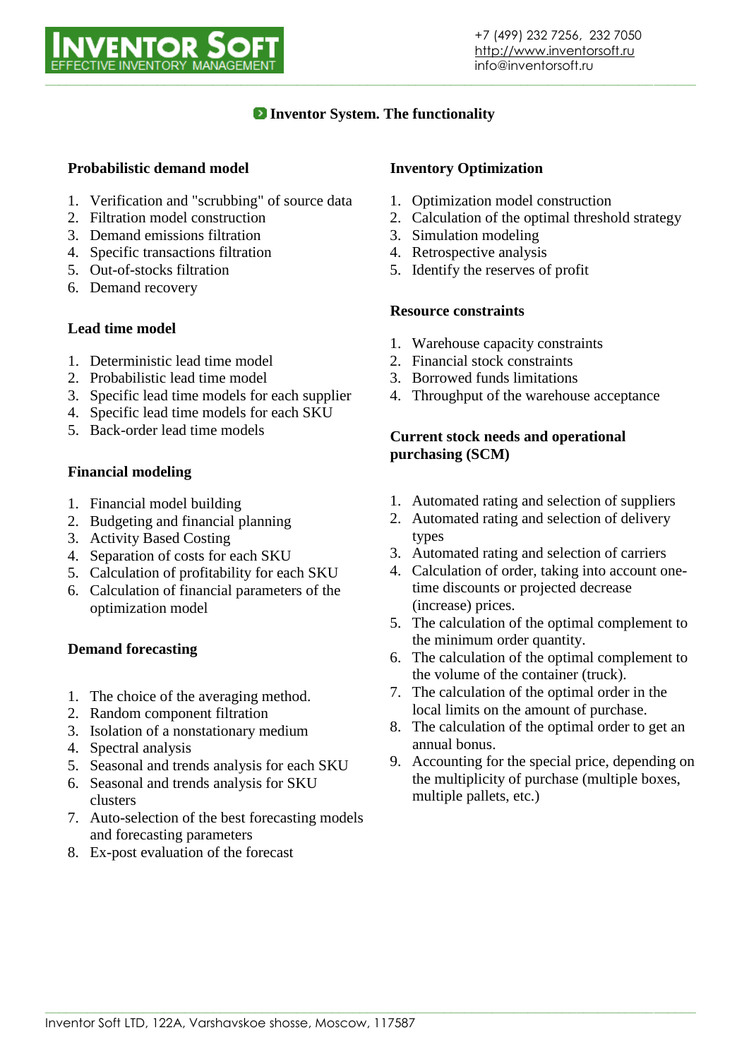## Inventor System. The functionality

### Probabilistic demand model

1. Verification and "scrubbing" of source data
2. Filtration model construction
3. Demand emissions filtration
4. Specific transactions filtration
5. Out-of-stocks filtration
6. Demand recovery

### Lead time model

1. Deterministic lead time model
2. Probabilistic lead time model
3. Specific lead time models for each supplier
4. Specific lead time models for each SKU
5. Back-order lead time models

### Financial modeling

1. Financial model building
2. Budgeting and financial planning
3. Activity Based Costing
4. Separation of costs for each SKU
5. Calculation of profitability for each SKU
6. Calculation of financial parameters of the optimization model

### Demand forecasting

1. The choice of the averaging method.
2. Random component filtration
3. Isolation of a nonstationary medium
4. Spectral analysis
5. Seasonal and trends analysis for each SKU
6. Seasonal and trends analysis for SKU clusters
7. Auto-selection of the best forecasting models and forecasting parameters
8. Ex-post evaluation of the forecast

### Inventory Optimization

1. Optimization model construction
2. Calculation of the optimal threshold strategy
3. Simulation modeling
4. Retrospective analysis
5. Identify the reserves of profit

### Resource constraints

1. Warehouse capacity constraints
2. Financial stock constraints
3. Borrowed funds limitations
4. Throughput of the warehouse acceptance

### Current stock needs and operational purchasing (SCM)

1. Automated rating and selection of suppliers
2. Automated rating and selection of delivery types
3. Automated rating and selection of carriers
4. Calculation of order, taking into account one-time discounts or projected decrease (increase) prices.
5. The calculation of the optimal complement to the minimum order quantity.
6. The calculation of the optimal complement to the volume of the container (truck).
7. The calculation of the optimal order in the local limits on the amount of purchase.
8. The calculation of the optimal order to get an annual bonus.
9. Accounting for the special price, depending on the multiplicity of purchase (multiple boxes, multiple pallets, etc.)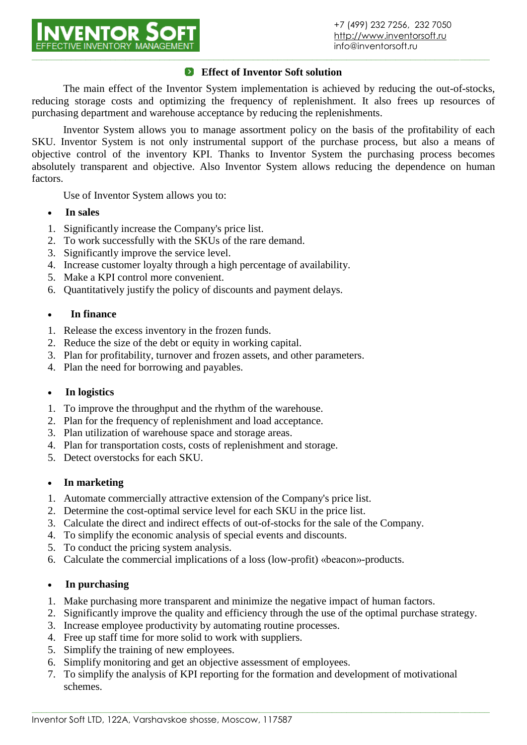## Effect of Inventor Soft solution

The main effect of the Inventor System implementation is achieved by reducing the out-of-stocks, reducing storage costs and optimizing the frequency of replenishment. It also frees up resources of purchasing department and warehouse acceptance by reducing the replenishments.

Inventor System allows you to manage assortment policy on the basis of the profitability of each SKU. Inventor System is not only instrumental support of the purchase process, but also a means of objective control of the inventory KPI. Thanks to Inventor System the purchasing process becomes absolutely transparent and objective. Also Inventor System allows reducing the dependence on human factors.

Use of Inventor System allows you to:

- **In sales**

1. Significantly increase the Company's price list.
2. To work successfully with the SKUs of the rare demand.
3. Significantly improve the service level.
4. Increase customer loyalty through a high percentage of availability.
5. Make a KPI control more convenient.
6. Quantitatively justify the policy of discounts and payment delays.

- **In finance**

1. Release the excess inventory in the frozen funds.
2. Reduce the size of the debt or equity in working capital.
3. Plan for profitability, turnover and frozen assets, and other parameters.
4. Plan the need for borrowing and payables.

- **In logistics**

1. To improve the throughput and the rhythm of the warehouse.
2. Plan for the frequency of replenishment and load acceptance.
3. Plan utilization of warehouse space and storage areas.
4. Plan for transportation costs, costs of replenishment and storage.
5. Detect overstocks for each SKU.

- **In marketing**

1. Automate commercially attractive extension of the Company's price list.
2. Determine the cost-optimal service level for each SKU in the price list.
3. Calculate the direct and indirect effects of out-of-stocks for the sale of the Company.
4. To simplify the economic analysis of special events and discounts.
5. To conduct the pricing system analysis.
6. Calculate the commercial implications of a loss (low-profit) «beacon»-products.

- **In purchasing**

1. Make purchasing more transparent and minimize the negative impact of human factors.
2. Significantly improve the quality and efficiency through the use of the optimal purchase strategy.
3. Increase employee productivity by automating routine processes.
4. Free up staff time for more solid to work with suppliers.
5. Simplify the training of new employees.
6. Simplify monitoring and get an objective assessment of employees.
7. To simplify the analysis of KPI reporting for the formation and development of motivational schemes.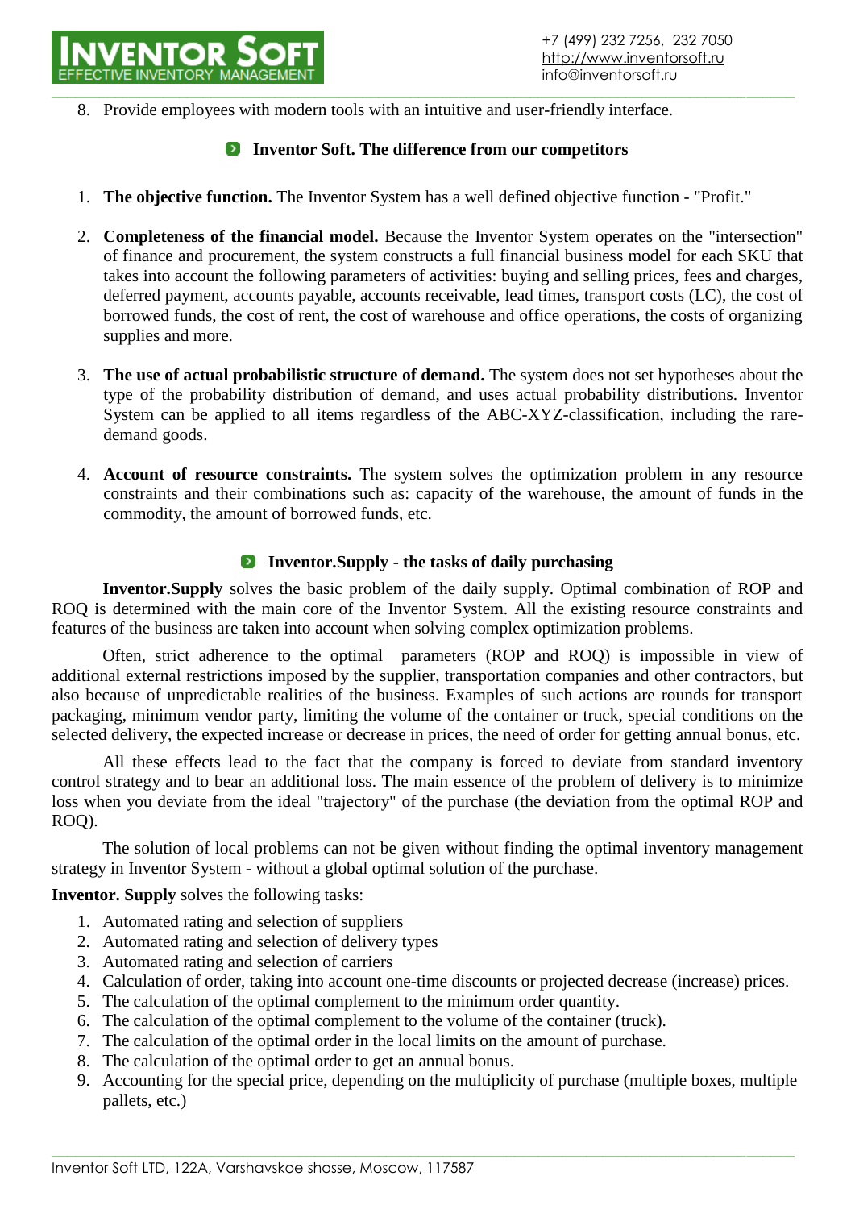8. Provide employees with modern tools with an intuitive and user-friendly interface.

## Inventor Soft. The difference from our competitors

1. **The objective function.** The Inventor System has a well defined objective function - "Profit."

2. **Completeness of the financial model.** Because the Inventor System operates on the "intersection" of finance and procurement, the system constructs a full financial business model for each SKU that takes into account the following parameters of activities: buying and selling prices, fees and charges, deferred payment, accounts payable, accounts receivable, lead times, transport costs (LC), the cost of borrowed funds, the cost of rent, the cost of warehouse and office operations, the costs of organizing supplies and more.

3. **The use of actual probabilistic structure of demand.** The system does not set hypotheses about the type of the probability distribution of demand, and uses actual probability distributions. Inventor System can be applied to all items regardless of the ABC-XYZ-classification, including the rare-demand goods.

4. **Account of resource constraints.** The system solves the optimization problem in any resource constraints and their combinations such as: capacity of the warehouse, the amount of funds in the commodity, the amount of borrowed funds, etc.

## Inventor.Supply - the tasks of daily purchasing

**Inventor.Supply** solves the basic problem of the daily supply. Optimal combination of ROP and ROQ is determined with the main core of the Inventor System. All the existing resource constraints and features of the business are taken into account when solving complex optimization problems.

Often, strict adherence to the optimal parameters (ROP and ROQ) is impossible in view of additional external restrictions imposed by the supplier, transportation companies and other contractors, but also because of unpredictable realities of the business. Examples of such actions are rounds for transport packaging, minimum vendor party, limiting the volume of the container or truck, special conditions on the selected delivery, the expected increase or decrease in prices, the need of order for getting annual bonus, etc.

All these effects lead to the fact that the company is forced to deviate from standard inventory control strategy and to bear an additional loss. The main essence of the problem of delivery is to minimize loss when you deviate from the ideal "trajectory" of the purchase (the deviation from the optimal ROP and ROQ).

The solution of local problems can not be given without finding the optimal inventory management strategy in Inventor System - without a global optimal solution of the purchase.

**Inventor. Supply** solves the following tasks:

1. Automated rating and selection of suppliers
2. Automated rating and selection of delivery types
3. Automated rating and selection of carriers
4. Calculation of order, taking into account one-time discounts or projected decrease (increase) prices.
5. The calculation of the optimal complement to the minimum order quantity.
6. The calculation of the optimal complement to the volume of the container (truck).
7. The calculation of the optimal order in the local limits on the amount of purchase.
8. The calculation of the optimal order to get an annual bonus.
9. Accounting for the special price, depending on the multiplicity of purchase (multiple boxes, multiple pallets, etc.)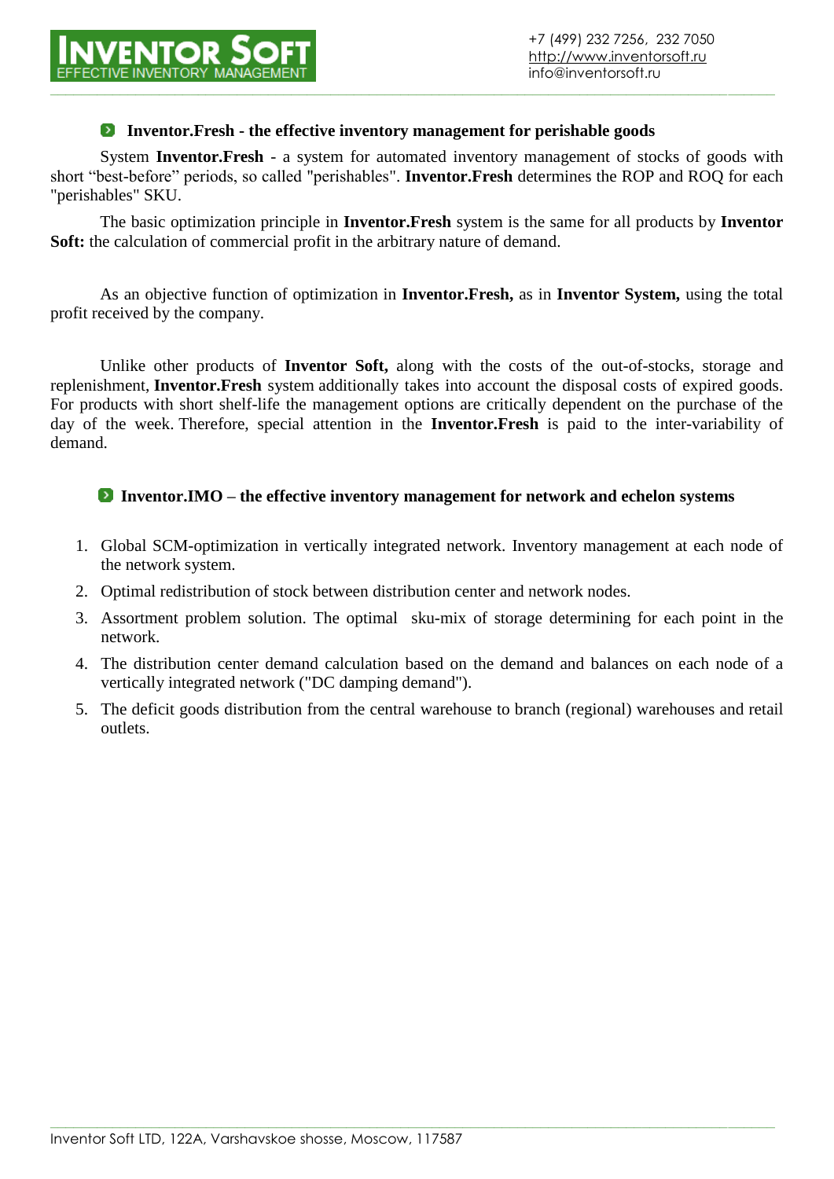## Inventor.Fresh - the effective inventory management for perishable goods

System **Inventor.Fresh** - a system for automated inventory management of stocks of goods with short “best-before” periods, so called "perishables". **Inventor.Fresh** determines the ROP and ROQ for each "perishables" SKU.

The basic optimization principle in **Inventor.Fresh** system is the same for all products by **Inventor Soft:** the calculation of commercial profit in the arbitrary nature of demand.

As an objective function of optimization in **Inventor.Fresh,** as in **Inventor System,** using the total profit received by the company.

Unlike other products of **Inventor Soft,** along with the costs of the out-of-stocks, storage and replenishment, **Inventor.Fresh** system additionally takes into account the disposal costs of expired goods. For products with short shelf-life the management options are critically dependent on the purchase of the day of the week. Therefore, special attention in the **Inventor.Fresh** is paid to the inter-variability of demand.

## Inventor.IMO – the effective inventory management for network and echelon systems

1. Global SCM-optimization in vertically integrated network. Inventory management at each node of the network system.
2. Optimal redistribution of stock between distribution center and network nodes.
3. Assortment problem solution. The optimal sku-mix of storage determining for each point in the network.
4. The distribution center demand calculation based on the demand and balances on each node of a vertically integrated network ("DC damping demand").
5. The deficit goods distribution from the central warehouse to branch (regional) warehouses and retail outlets.